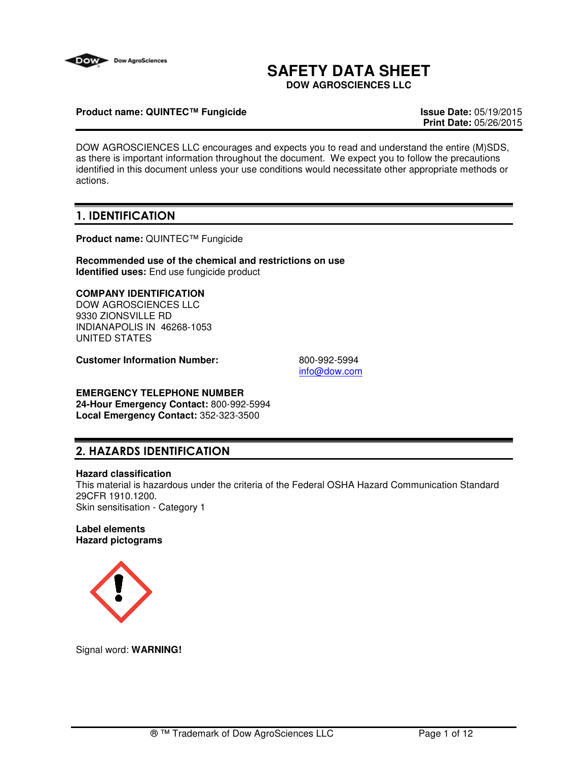# SAFETY DATA SHEET

**DOW AGROSCIENCES LLC**

**Product name: QUINTEC™ Fungicide**

**Issue Date:** 05/19/2015
**Print Date:** 05/26/2015

DOW AGROSCIENCES LLC encourages and expects you to read and understand the entire (M)SDS, as there is important information throughout the document. We expect you to follow the precautions identified in this document unless your use conditions would necessitate other appropriate methods or actions.

## 1. IDENTIFICATION

**Product name:** QUINTEC™ Fungicide

**Recommended use of the chemical and restrictions on use**
**Identified uses:** End use fungicide product

**COMPANY IDENTIFICATION**
DOW AGROSCIENCES LLC
9330 ZIONSVILLE RD
INDIANAPOLIS IN 46268-1053
UNITED STATES

**Customer Information Number:** 800-992-5994
info@dow.com

**EMERGENCY TELEPHONE NUMBER**
**24-Hour Emergency Contact:** 800-992-5994
**Local Emergency Contact:** 352-323-3500

## 2. HAZARDS IDENTIFICATION

**Hazard classification**
This material is hazardous under the criteria of the Federal OSHA Hazard Communication Standard 29CFR 1910.1200.
Skin sensitisation - Category 1

**Label elements**
**Hazard pictograms**

Signal word: **WARNING!**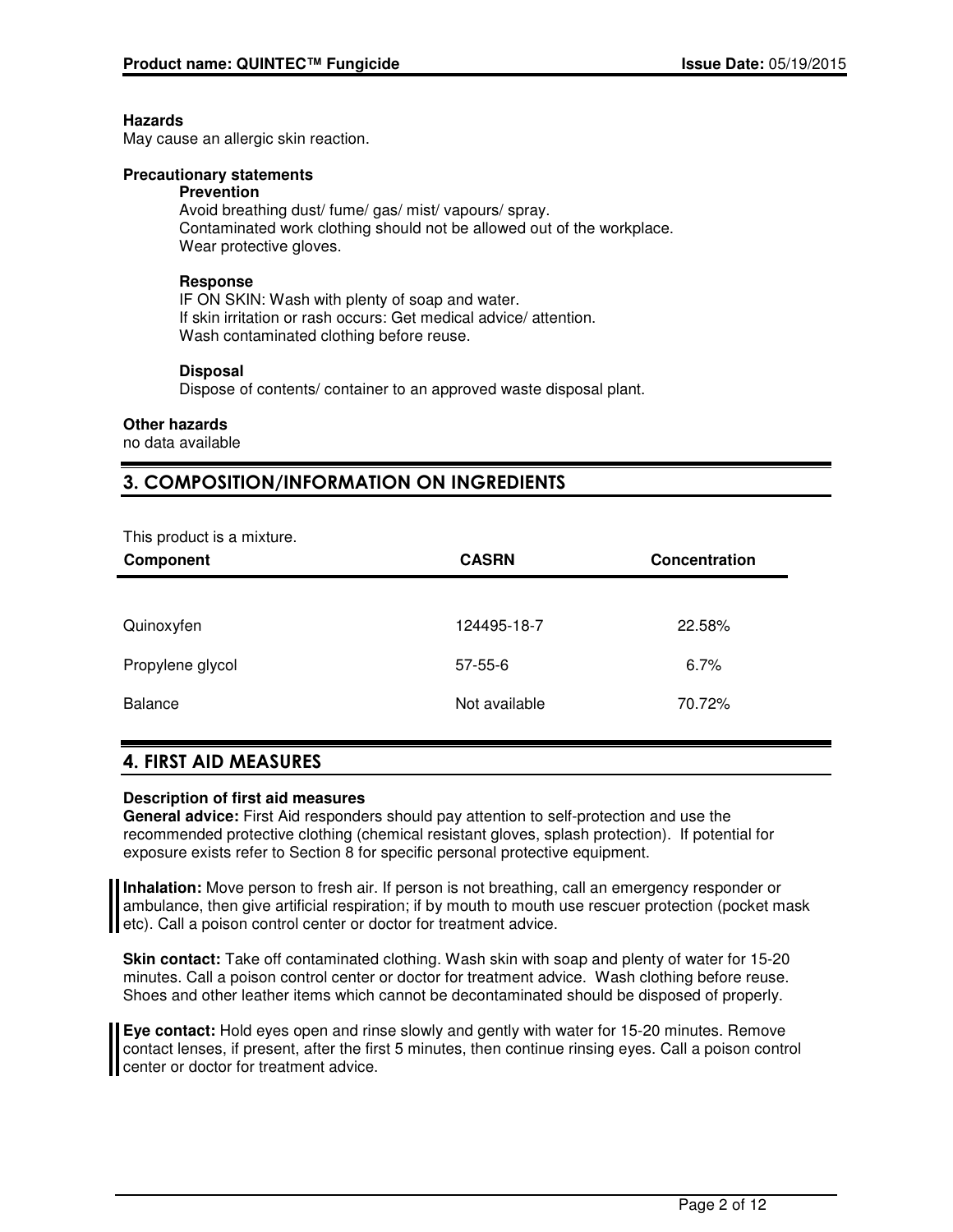**Hazards**
May cause an allergic skin reaction.

**Precautionary statements**

**Prevention**
Avoid breathing dust/ fume/ gas/ mist/ vapours/ spray.
Contaminated work clothing should not be allowed out of the workplace.
Wear protective gloves.

**Response**
IF ON SKIN: Wash with plenty of soap and water.
If skin irritation or rash occurs: Get medical advice/ attention.
Wash contaminated clothing before reuse.

**Disposal**
Dispose of contents/ container to an approved waste disposal plant.

**Other hazards**
no data available

## 3. COMPOSITION/INFORMATION ON INGREDIENTS

This product is a mixture.

| Component | CASRN | Concentration |
|---|---|---|
| Quinoxyfen | 124495-18-7 | 22.58% |
| Propylene glycol | 57-55-6 | 6.7% |
| Balance | Not available | 70.72% |

## 4. FIRST AID MEASURES

**Description of first aid measures**

**General advice:** First Aid responders should pay attention to self-protection and use the recommended protective clothing (chemical resistant gloves, splash protection). If potential for exposure exists refer to Section 8 for specific personal protective equipment.

**Inhalation:** Move person to fresh air. If person is not breathing, call an emergency responder or ambulance, then give artificial respiration; if by mouth to mouth use rescuer protection (pocket mask etc). Call a poison control center or doctor for treatment advice.

**Skin contact:** Take off contaminated clothing. Wash skin with soap and plenty of water for 15-20 minutes. Call a poison control center or doctor for treatment advice. Wash clothing before reuse. Shoes and other leather items which cannot be decontaminated should be disposed of properly.

**Eye contact:** Hold eyes open and rinse slowly and gently with water for 15-20 minutes. Remove contact lenses, if present, after the first 5 minutes, then continue rinsing eyes. Call a poison control center or doctor for treatment advice.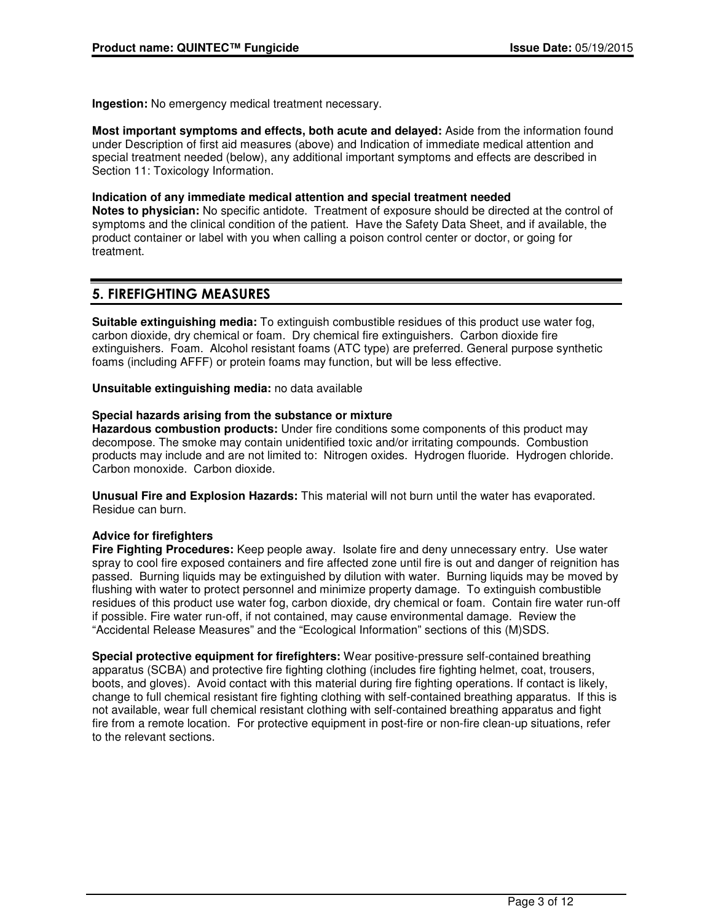**Ingestion:** No emergency medical treatment necessary.

**Most important symptoms and effects, both acute and delayed:** Aside from the information found under Description of first aid measures (above) and Indication of immediate medical attention and special treatment needed (below), any additional important symptoms and effects are described in Section 11: Toxicology Information.

**Indication of any immediate medical attention and special treatment needed**
**Notes to physician:** No specific antidote. Treatment of exposure should be directed at the control of symptoms and the clinical condition of the patient. Have the Safety Data Sheet, and if available, the product container or label with you when calling a poison control center or doctor, or going for treatment.

## 5. FIREFIGHTING MEASURES

**Suitable extinguishing media:** To extinguish combustible residues of this product use water fog, carbon dioxide, dry chemical or foam. Dry chemical fire extinguishers. Carbon dioxide fire extinguishers. Foam. Alcohol resistant foams (ATC type) are preferred. General purpose synthetic foams (including AFFF) or protein foams may function, but will be less effective.

**Unsuitable extinguishing media:** no data available

**Special hazards arising from the substance or mixture**
**Hazardous combustion products:** Under fire conditions some components of this product may decompose. The smoke may contain unidentified toxic and/or irritating compounds. Combustion products may include and are not limited to: Nitrogen oxides. Hydrogen fluoride. Hydrogen chloride. Carbon monoxide. Carbon dioxide.

**Unusual Fire and Explosion Hazards:** This material will not burn until the water has evaporated. Residue can burn.

**Advice for firefighters**
**Fire Fighting Procedures:** Keep people away. Isolate fire and deny unnecessary entry. Use water spray to cool fire exposed containers and fire affected zone until fire is out and danger of reignition has passed. Burning liquids may be extinguished by dilution with water. Burning liquids may be moved by flushing with water to protect personnel and minimize property damage. To extinguish combustible residues of this product use water fog, carbon dioxide, dry chemical or foam. Contain fire water run-off if possible. Fire water run-off, if not contained, may cause environmental damage. Review the "Accidental Release Measures" and the "Ecological Information" sections of this (M)SDS.

**Special protective equipment for firefighters:** Wear positive-pressure self-contained breathing apparatus (SCBA) and protective fire fighting clothing (includes fire fighting helmet, coat, trousers, boots, and gloves). Avoid contact with this material during fire fighting operations. If contact is likely, change to full chemical resistant fire fighting clothing with self-contained breathing apparatus. If this is not available, wear full chemical resistant clothing with self-contained breathing apparatus and fight fire from a remote location. For protective equipment in post-fire or non-fire clean-up situations, refer to the relevant sections.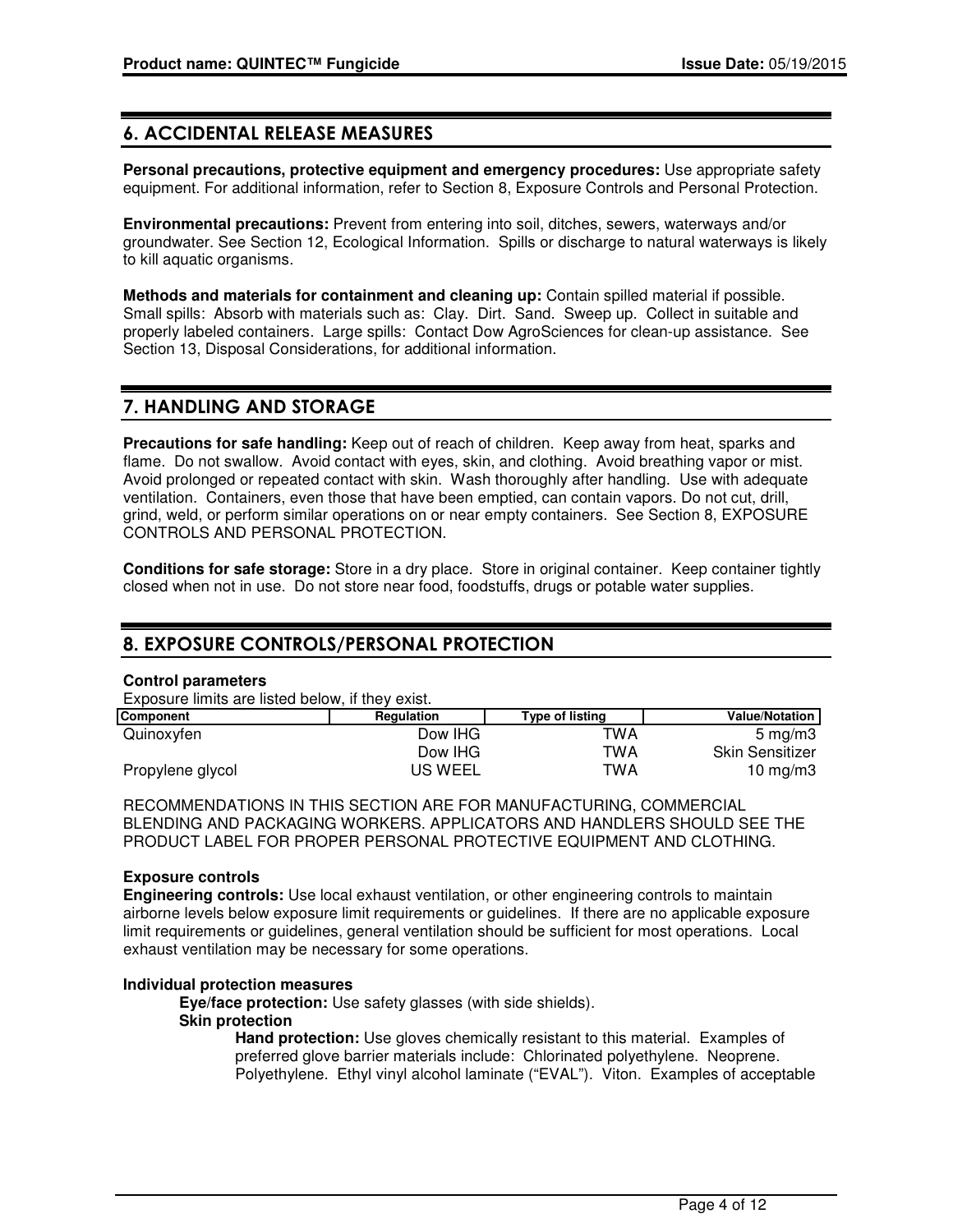## 6. ACCIDENTAL RELEASE MEASURES

**Personal precautions, protective equipment and emergency procedures:** Use appropriate safety equipment. For additional information, refer to Section 8, Exposure Controls and Personal Protection.

**Environmental precautions:** Prevent from entering into soil, ditches, sewers, waterways and/or groundwater. See Section 12, Ecological Information. Spills or discharge to natural waterways is likely to kill aquatic organisms.

**Methods and materials for containment and cleaning up:** Contain spilled material if possible. Small spills: Absorb with materials such as: Clay. Dirt. Sand. Sweep up. Collect in suitable and properly labeled containers. Large spills: Contact Dow AgroSciences for clean-up assistance. See Section 13, Disposal Considerations, for additional information.

## 7. HANDLING AND STORAGE

**Precautions for safe handling:** Keep out of reach of children. Keep away from heat, sparks and flame. Do not swallow. Avoid contact with eyes, skin, and clothing. Avoid breathing vapor or mist. Avoid prolonged or repeated contact with skin. Wash thoroughly after handling. Use with adequate ventilation. Containers, even those that have been emptied, can contain vapors. Do not cut, drill, grind, weld, or perform similar operations on or near empty containers. See Section 8, EXPOSURE CONTROLS AND PERSONAL PROTECTION.

**Conditions for safe storage:** Store in a dry place. Store in original container. Keep container tightly closed when not in use. Do not store near food, foodstuffs, drugs or potable water supplies.

## 8. EXPOSURE CONTROLS/PERSONAL PROTECTION

**Control parameters**

Exposure limits are listed below, if they exist.

| Component | Regulation | Type of listing | Value/Notation |
|---|---|---|---|
| Quinoxyfen | Dow IHG | TWA | 5 mg/m3 |
| | Dow IHG | TWA | Skin Sensitizer |
| Propylene glycol | US WEEL | TWA | 10 mg/m3 |

RECOMMENDATIONS IN THIS SECTION ARE FOR MANUFACTURING, COMMERCIAL BLENDING AND PACKAGING WORKERS. APPLICATORS AND HANDLERS SHOULD SEE THE PRODUCT LABEL FOR PROPER PERSONAL PROTECTIVE EQUIPMENT AND CLOTHING.

**Exposure controls**

**Engineering controls:** Use local exhaust ventilation, or other engineering controls to maintain airborne levels below exposure limit requirements or guidelines. If there are no applicable exposure limit requirements or guidelines, general ventilation should be sufficient for most operations. Local exhaust ventilation may be necessary for some operations.

**Individual protection measures**

**Eye/face protection:** Use safety glasses (with side shields).

**Skin protection**

**Hand protection:** Use gloves chemically resistant to this material. Examples of preferred glove barrier materials include: Chlorinated polyethylene. Neoprene. Polyethylene. Ethyl vinyl alcohol laminate ("EVAL"). Viton. Examples of acceptable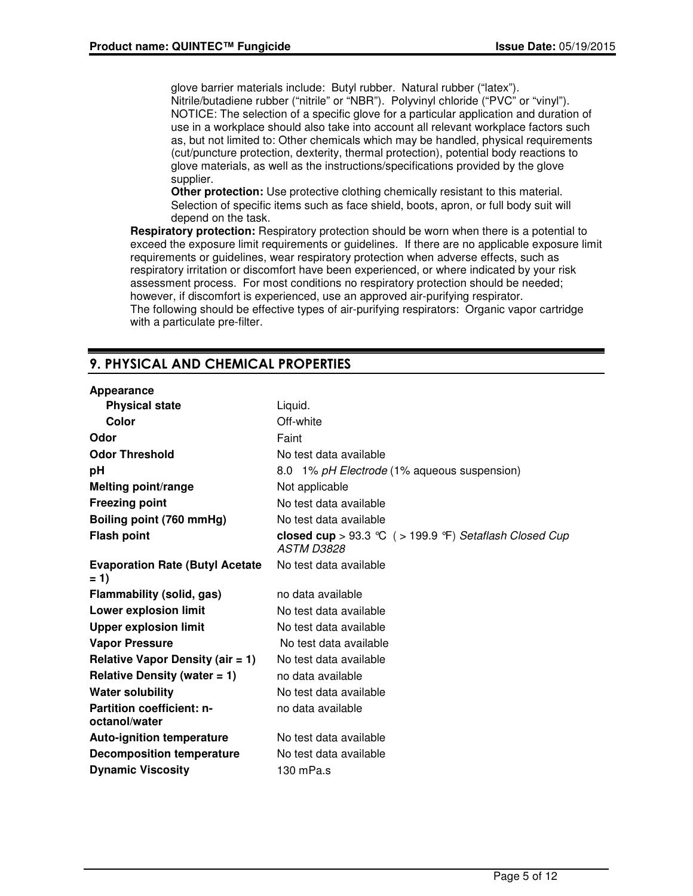glove barrier materials include: Butyl rubber. Natural rubber ("latex"). Nitrile/butadiene rubber ("nitrile" or "NBR"). Polyvinyl chloride ("PVC" or "vinyl"). NOTICE: The selection of a specific glove for a particular application and duration of use in a workplace should also take into account all relevant workplace factors such as, but not limited to: Other chemicals which may be handled, physical requirements (cut/puncture protection, dexterity, thermal protection), potential body reactions to glove materials, as well as the instructions/specifications provided by the glove supplier.

**Other protection:** Use protective clothing chemically resistant to this material. Selection of specific items such as face shield, boots, apron, or full body suit will depend on the task.

**Respiratory protection:** Respiratory protection should be worn when there is a potential to exceed the exposure limit requirements or guidelines. If there are no applicable exposure limit requirements or guidelines, wear respiratory protection when adverse effects, such as respiratory irritation or discomfort have been experienced, or where indicated by your risk assessment process. For most conditions no respiratory protection should be needed; however, if discomfort is experienced, use an approved air-purifying respirator.
The following should be effective types of air-purifying respirators: Organic vapor cartridge with a particulate pre-filter.

## 9. PHYSICAL AND CHEMICAL PROPERTIES

| | |
|---|---|
| **Appearance** | |
| **Physical state** | Liquid. |
| **Color** | Off-white |
| **Odor** | Faint |
| **Odor Threshold** | No test data available |
| **pH** | 8.0 1% *pH Electrode* (1% aqueous suspension) |
| **Melting point/range** | Not applicable |
| **Freezing point** | No test data available |
| **Boiling point (760 mmHg)** | No test data available |
| **Flash point** | **closed cup** > 93.3 °C ( > 199.9 °F) *Setaflash Closed Cup ASTM D3828* |
| **Evaporation Rate (Butyl Acetate = 1)** | No test data available |
| **Flammability (solid, gas)** | no data available |
| **Lower explosion limit** | No test data available |
| **Upper explosion limit** | No test data available |
| **Vapor Pressure** | No test data available |
| **Relative Vapor Density (air = 1)** | No test data available |
| **Relative Density (water = 1)** | no data available |
| **Water solubility** | No test data available |
| **Partition coefficient: n-octanol/water** | no data available |
| **Auto-ignition temperature** | No test data available |
| **Decomposition temperature** | No test data available |
| **Dynamic Viscosity** | 130 mPa.s |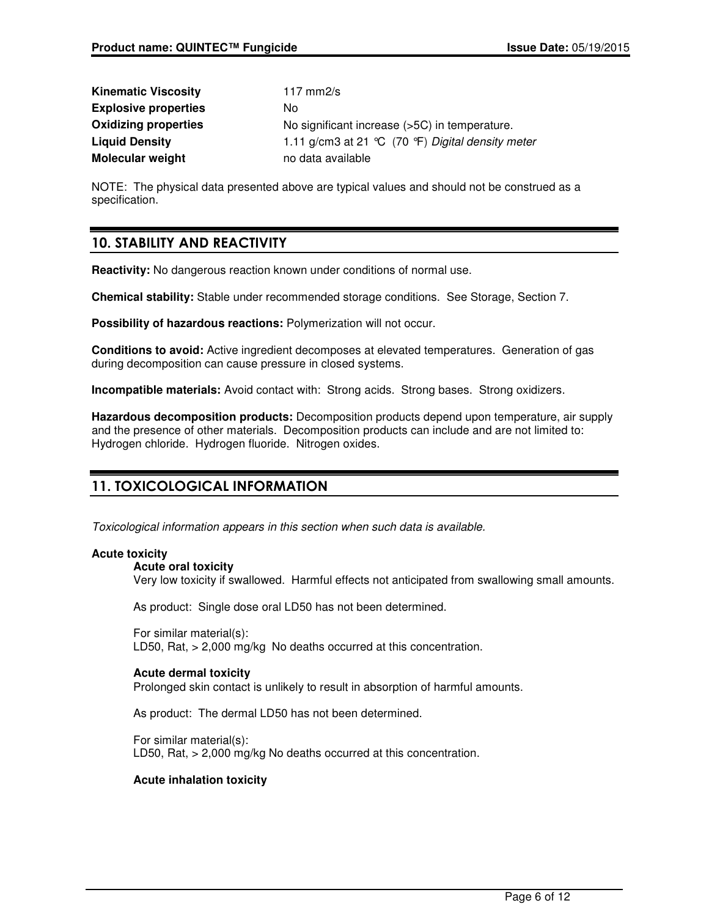| | |
|---|---|
| **Kinematic Viscosity** | 117 mm2/s |
| **Explosive properties** | No |
| **Oxidizing properties** | No significant increase (>5C) in temperature. |
| **Liquid Density** | 1.11 g/cm3 at 21 °C (70 °F) *Digital density meter* |
| **Molecular weight** | no data available |

NOTE: The physical data presented above are typical values and should not be construed as a specification.

## 10. STABILITY AND REACTIVITY

**Reactivity:** No dangerous reaction known under conditions of normal use.

**Chemical stability:** Stable under recommended storage conditions. See Storage, Section 7.

**Possibility of hazardous reactions:** Polymerization will not occur.

**Conditions to avoid:** Active ingredient decomposes at elevated temperatures. Generation of gas during decomposition can cause pressure in closed systems.

**Incompatible materials:** Avoid contact with: Strong acids. Strong bases. Strong oxidizers.

**Hazardous decomposition products:** Decomposition products depend upon temperature, air supply and the presence of other materials. Decomposition products can include and are not limited to: Hydrogen chloride. Hydrogen fluoride. Nitrogen oxides.

## 11. TOXICOLOGICAL INFORMATION

*Toxicological information appears in this section when such data is available.*

**Acute toxicity**

**Acute oral toxicity**

Very low toxicity if swallowed. Harmful effects not anticipated from swallowing small amounts.

As product: Single dose oral LD50 has not been determined.

For similar material(s):
LD50, Rat, > 2,000 mg/kg No deaths occurred at this concentration.

**Acute dermal toxicity**

Prolonged skin contact is unlikely to result in absorption of harmful amounts.

As product: The dermal LD50 has not been determined.

For similar material(s):
LD50, Rat, > 2,000 mg/kg No deaths occurred at this concentration.

**Acute inhalation toxicity**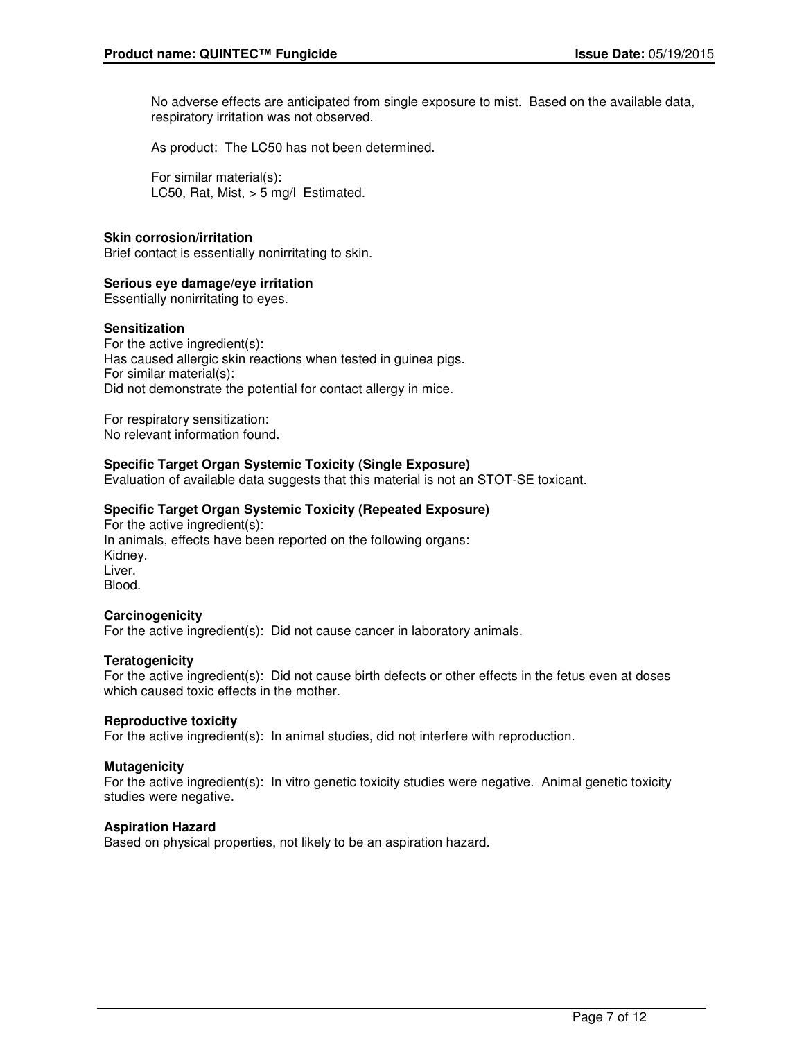No adverse effects are anticipated from single exposure to mist. Based on the available data, respiratory irritation was not observed.

As product: The LC50 has not been determined.

For similar material(s):
LC50, Rat, Mist, > 5 mg/l Estimated.

**Skin corrosion/irritation**
Brief contact is essentially nonirritating to skin.

**Serious eye damage/eye irritation**
Essentially nonirritating to eyes.

**Sensitization**
For the active ingredient(s):
Has caused allergic skin reactions when tested in guinea pigs.
For similar material(s):
Did not demonstrate the potential for contact allergy in mice.

For respiratory sensitization:
No relevant information found.

**Specific Target Organ Systemic Toxicity (Single Exposure)**
Evaluation of available data suggests that this material is not an STOT-SE toxicant.

**Specific Target Organ Systemic Toxicity (Repeated Exposure)**
For the active ingredient(s):
In animals, effects have been reported on the following organs:
Kidney.
Liver.
Blood.

**Carcinogenicity**
For the active ingredient(s): Did not cause cancer in laboratory animals.

**Teratogenicity**
For the active ingredient(s): Did not cause birth defects or other effects in the fetus even at doses which caused toxic effects in the mother.

**Reproductive toxicity**
For the active ingredient(s): In animal studies, did not interfere with reproduction.

**Mutagenicity**
For the active ingredient(s): In vitro genetic toxicity studies were negative. Animal genetic toxicity studies were negative.

**Aspiration Hazard**
Based on physical properties, not likely to be an aspiration hazard.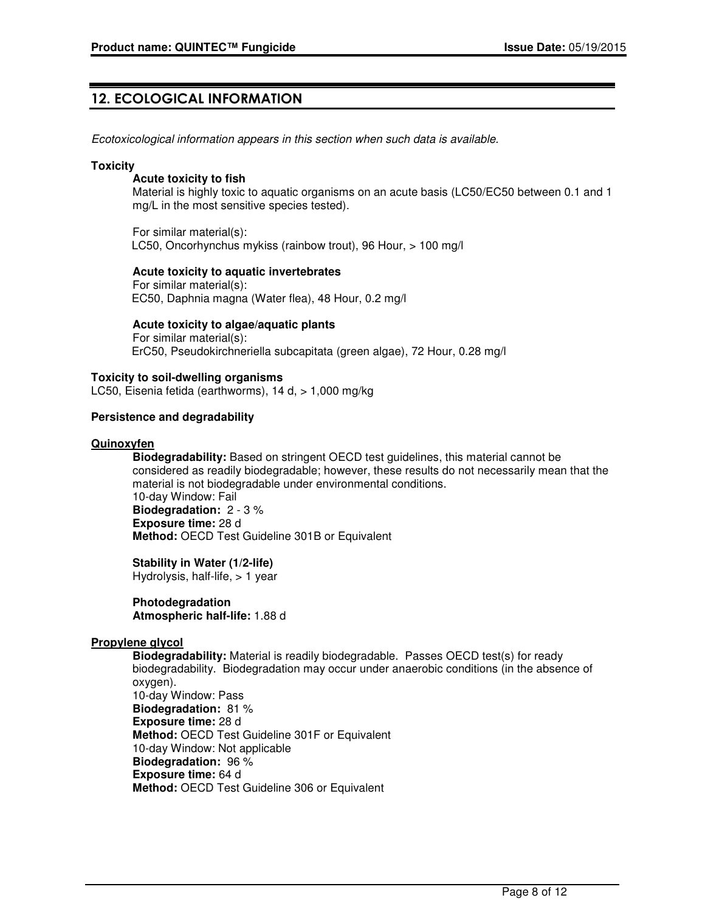## 12. ECOLOGICAL INFORMATION

*Ecotoxicological information appears in this section when such data is available.*

**Toxicity**

**Acute toxicity to fish**

Material is highly toxic to aquatic organisms on an acute basis (LC50/EC50 between 0.1 and 1 mg/L in the most sensitive species tested).

For similar material(s):
LC50, Oncorhynchus mykiss (rainbow trout), 96 Hour, > 100 mg/l

**Acute toxicity to aquatic invertebrates**

For similar material(s):
EC50, Daphnia magna (Water flea), 48 Hour, 0.2 mg/l

**Acute toxicity to algae/aquatic plants**

For similar material(s):
ErC50, Pseudokirchneriella subcapitata (green algae), 72 Hour, 0.28 mg/l

**Toxicity to soil-dwelling organisms**

LC50, Eisenia fetida (earthworms), 14 d, > 1,000 mg/kg

**Persistence and degradability**

**Quinoxyfen**

**Biodegradability:** Based on stringent OECD test guidelines, this material cannot be considered as readily biodegradable; however, these results do not necessarily mean that the material is not biodegradable under environmental conditions.
10-day Window: Fail
**Biodegradation:** 2 - 3 %
**Exposure time:** 28 d
**Method:** OECD Test Guideline 301B or Equivalent

**Stability in Water (1/2-life)**
Hydrolysis, half-life, > 1 year

**Photodegradation**
**Atmospheric half-life:** 1.88 d

**Propylene glycol**

**Biodegradability:** Material is readily biodegradable. Passes OECD test(s) for ready biodegradability. Biodegradation may occur under anaerobic conditions (in the absence of oxygen).
10-day Window: Pass
**Biodegradation:** 81 %
**Exposure time:** 28 d
**Method:** OECD Test Guideline 301F or Equivalent
10-day Window: Not applicable
**Biodegradation:** 96 %
**Exposure time:** 64 d
**Method:** OECD Test Guideline 306 or Equivalent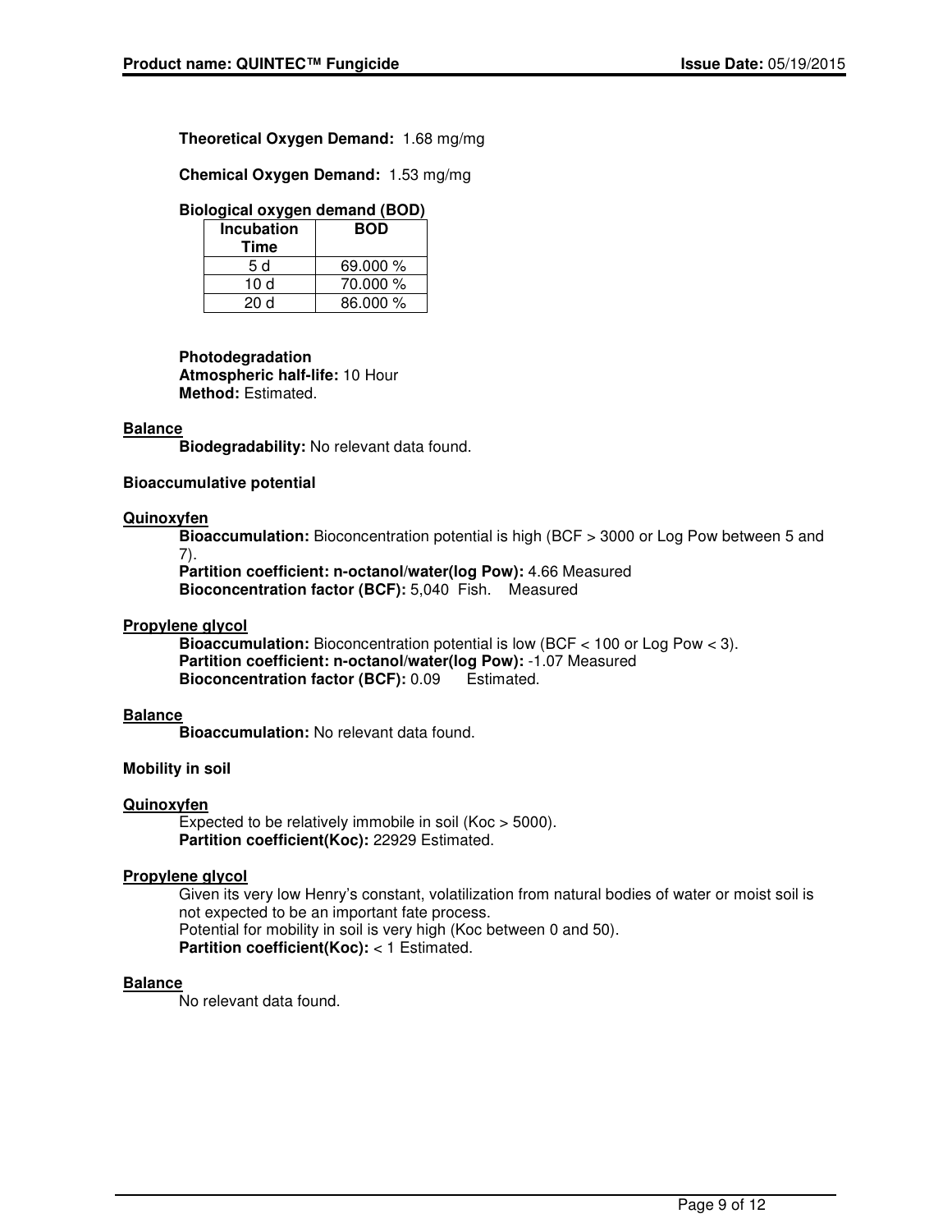**Theoretical Oxygen Demand:** 1.68 mg/mg

**Chemical Oxygen Demand:** 1.53 mg/mg

**Biological oxygen demand (BOD)**

| Incubation Time | BOD |
|---|---|
| 5 d | 69.000 % |
| 10 d | 70.000 % |
| 20 d | 86.000 % |

**Photodegradation**
**Atmospheric half-life:** 10 Hour
**Method:** Estimated.

**Balance**

**Biodegradability:** No relevant data found.

**Bioaccumulative potential**

**Quinoxyfen**

**Bioaccumulation:** Bioconcentration potential is high (BCF > 3000 or Log Pow between 5 and 7).
**Partition coefficient: n-octanol/water(log Pow):** 4.66 Measured
**Bioconcentration factor (BCF):** 5,040 Fish. Measured

**Propylene glycol**

**Bioaccumulation:** Bioconcentration potential is low (BCF < 100 or Log Pow < 3).
**Partition coefficient: n-octanol/water(log Pow):** -1.07 Measured
**Bioconcentration factor (BCF):** 0.09 Estimated.

**Balance**

**Bioaccumulation:** No relevant data found.

**Mobility in soil**

**Quinoxyfen**

Expected to be relatively immobile in soil (Koc > 5000).
**Partition coefficient(Koc):** 22929 Estimated.

**Propylene glycol**

Given its very low Henry's constant, volatilization from natural bodies of water or moist soil is not expected to be an important fate process.
Potential for mobility in soil is very high (Koc between 0 and 50).
**Partition coefficient(Koc):** < 1 Estimated.

**Balance**

No relevant data found.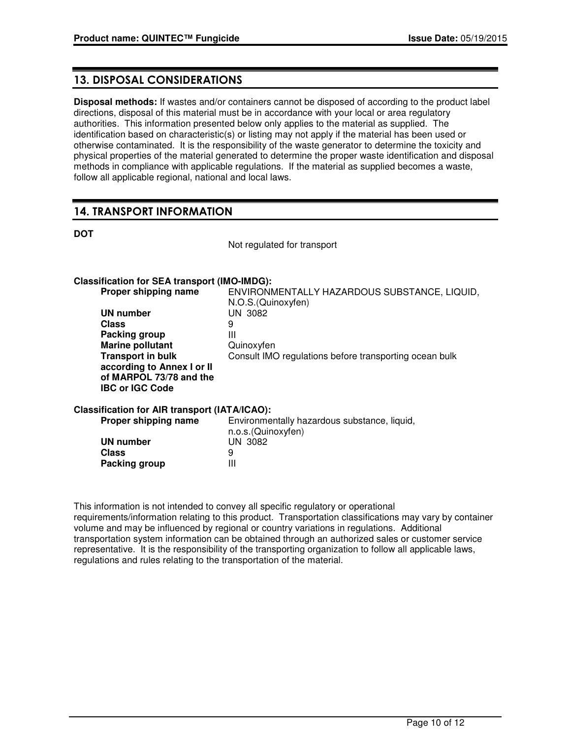## 13. DISPOSAL CONSIDERATIONS

**Disposal methods:** If wastes and/or containers cannot be disposed of according to the product label directions, disposal of this material must be in accordance with your local or area regulatory authorities. This information presented below only applies to the material as supplied. The identification based on characteristic(s) or listing may not apply if the material has been used or otherwise contaminated. It is the responsibility of the waste generator to determine the toxicity and physical properties of the material generated to determine the proper waste identification and disposal methods in compliance with applicable regulations. If the material as supplied becomes a waste, follow all applicable regional, national and local laws.

## 14. TRANSPORT INFORMATION

**DOT**

Not regulated for transport

**Classification for SEA transport (IMO-IMDG):**

| | |
|---|---|
| **Proper shipping name** | ENVIRONMENTALLY HAZARDOUS SUBSTANCE, LIQUID, N.O.S.(Quinoxyfen) |
| **UN number** | UN 3082 |
| **Class** | 9 |
| **Packing group** | III |
| **Marine pollutant** | Quinoxyfen |
| **Transport in bulk according to Annex I or II of MARPOL 73/78 and the IBC or IGC Code** | Consult IMO regulations before transporting ocean bulk |

**Classification for AIR transport (IATA/ICAO):**

| | |
|---|---|
| **Proper shipping name** | Environmentally hazardous substance, liquid, n.o.s.(Quinoxyfen) |
| **UN number** | UN 3082 |
| **Class** | 9 |
| **Packing group** | III |

This information is not intended to convey all specific regulatory or operational requirements/information relating to this product. Transportation classifications may vary by container volume and may be influenced by regional or country variations in regulations. Additional transportation system information can be obtained through an authorized sales or customer service representative. It is the responsibility of the transporting organization to follow all applicable laws, regulations and rules relating to the transportation of the material.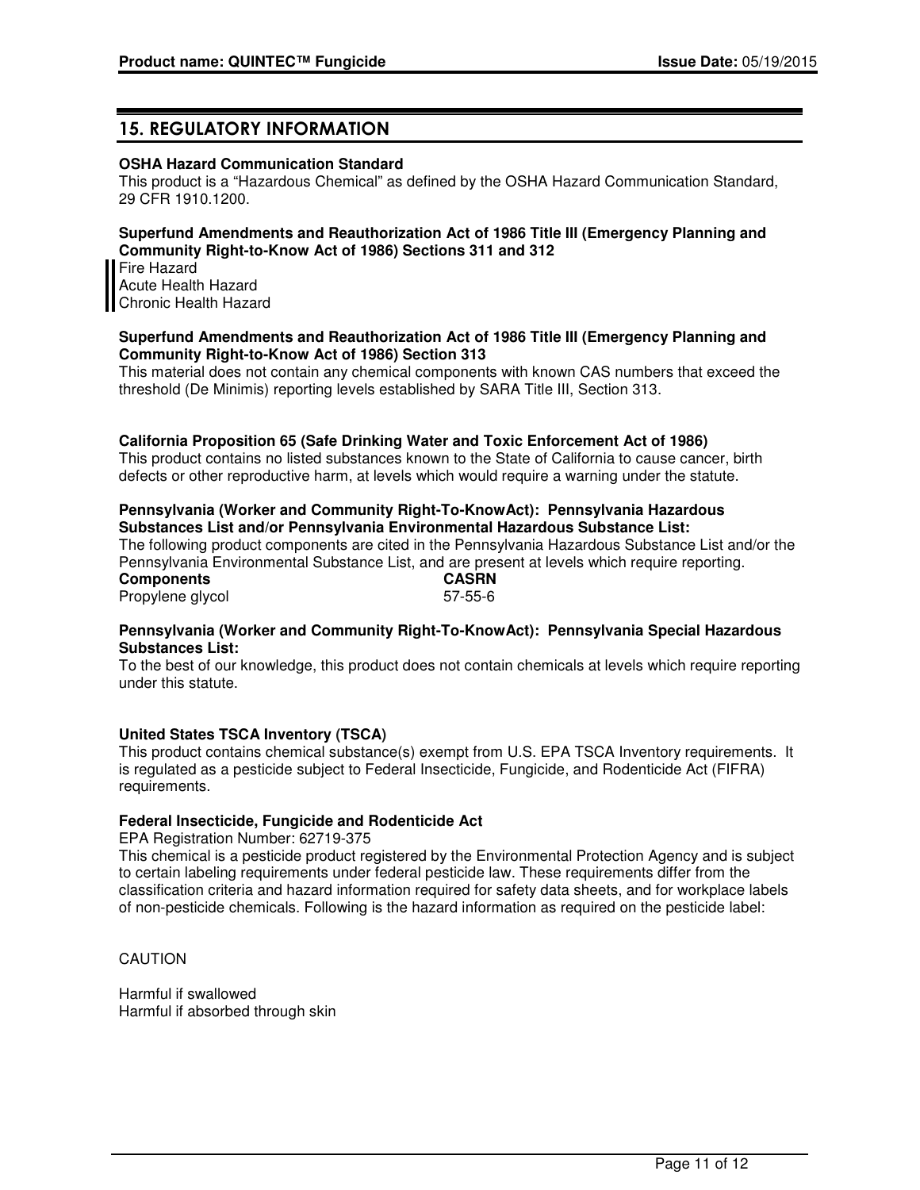## 15. REGULATORY INFORMATION

**OSHA Hazard Communication Standard**
This product is a “Hazardous Chemical” as defined by the OSHA Hazard Communication Standard, 29 CFR 1910.1200.

**Superfund Amendments and Reauthorization Act of 1986 Title III (Emergency Planning and Community Right-to-Know Act of 1986) Sections 311 and 312**
Fire Hazard
Acute Health Hazard
Chronic Health Hazard

**Superfund Amendments and Reauthorization Act of 1986 Title III (Emergency Planning and Community Right-to-Know Act of 1986) Section 313**
This material does not contain any chemical components with known CAS numbers that exceed the threshold (De Minimis) reporting levels established by SARA Title III, Section 313.

**California Proposition 65 (Safe Drinking Water and Toxic Enforcement Act of 1986)**
This product contains no listed substances known to the State of California to cause cancer, birth defects or other reproductive harm, at levels which would require a warning under the statute.

**Pennsylvania (Worker and Community Right-To-KnowAct): Pennsylvania Hazardous Substances List and/or Pennsylvania Environmental Hazardous Substance List:**
The following product components are cited in the Pennsylvania Hazardous Substance List and/or the Pennsylvania Environmental Substance List, and are present at levels which require reporting.

| Components | CASRN |
| --- | --- |
| Propylene glycol | 57-55-6 |

**Pennsylvania (Worker and Community Right-To-KnowAct): Pennsylvania Special Hazardous Substances List:**
To the best of our knowledge, this product does not contain chemicals at levels which require reporting under this statute.

**United States TSCA Inventory (TSCA)**
This product contains chemical substance(s) exempt from U.S. EPA TSCA Inventory requirements. It is regulated as a pesticide subject to Federal Insecticide, Fungicide, and Rodenticide Act (FIFRA) requirements.

**Federal Insecticide, Fungicide and Rodenticide Act**
EPA Registration Number: 62719-375
This chemical is a pesticide product registered by the Environmental Protection Agency and is subject to certain labeling requirements under federal pesticide law. These requirements differ from the classification criteria and hazard information required for safety data sheets, and for workplace labels of non-pesticide chemicals. Following is the hazard information as required on the pesticide label:

CAUTION

Harmful if swallowed
Harmful if absorbed through skin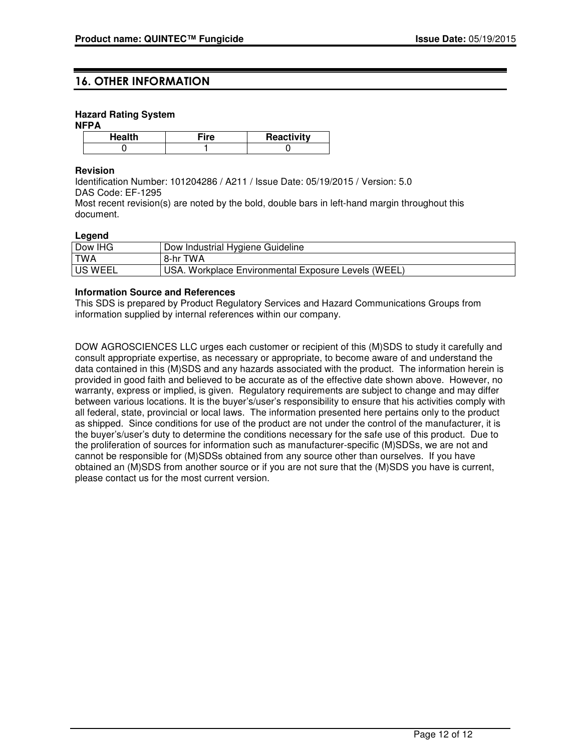## 16. OTHER INFORMATION

**Hazard Rating System**
**NFPA**

| Health | Fire | Reactivity |
|---|---|---|
| 0 | 1 | 0 |

**Revision**
Identification Number: 101204286 / A211 / Issue Date: 05/19/2015 / Version: 5.0
DAS Code: EF-1295
Most recent revision(s) are noted by the bold, double bars in left-hand margin throughout this document.

**Legend**

| | |
|---|---|
| Dow IHG | Dow Industrial Hygiene Guideline |
| TWA | 8-hr TWA |
| US WEEL | USA. Workplace Environmental Exposure Levels (WEEL) |

**Information Source and References**
This SDS is prepared by Product Regulatory Services and Hazard Communications Groups from information supplied by internal references within our company.

DOW AGROSCIENCES LLC urges each customer or recipient of this (M)SDS to study it carefully and consult appropriate expertise, as necessary or appropriate, to become aware of and understand the data contained in this (M)SDS and any hazards associated with the product. The information herein is provided in good faith and believed to be accurate as of the effective date shown above. However, no warranty, express or implied, is given. Regulatory requirements are subject to change and may differ between various locations. It is the buyer's/user's responsibility to ensure that his activities comply with all federal, state, provincial or local laws. The information presented here pertains only to the product as shipped. Since conditions for use of the product are not under the control of the manufacturer, it is the buyer's/user's duty to determine the conditions necessary for the safe use of this product. Due to the proliferation of sources for information such as manufacturer-specific (M)SDSs, we are not and cannot be responsible for (M)SDSs obtained from any source other than ourselves. If you have obtained an (M)SDS from another source or if you are not sure that the (M)SDS you have is current, please contact us for the most current version.